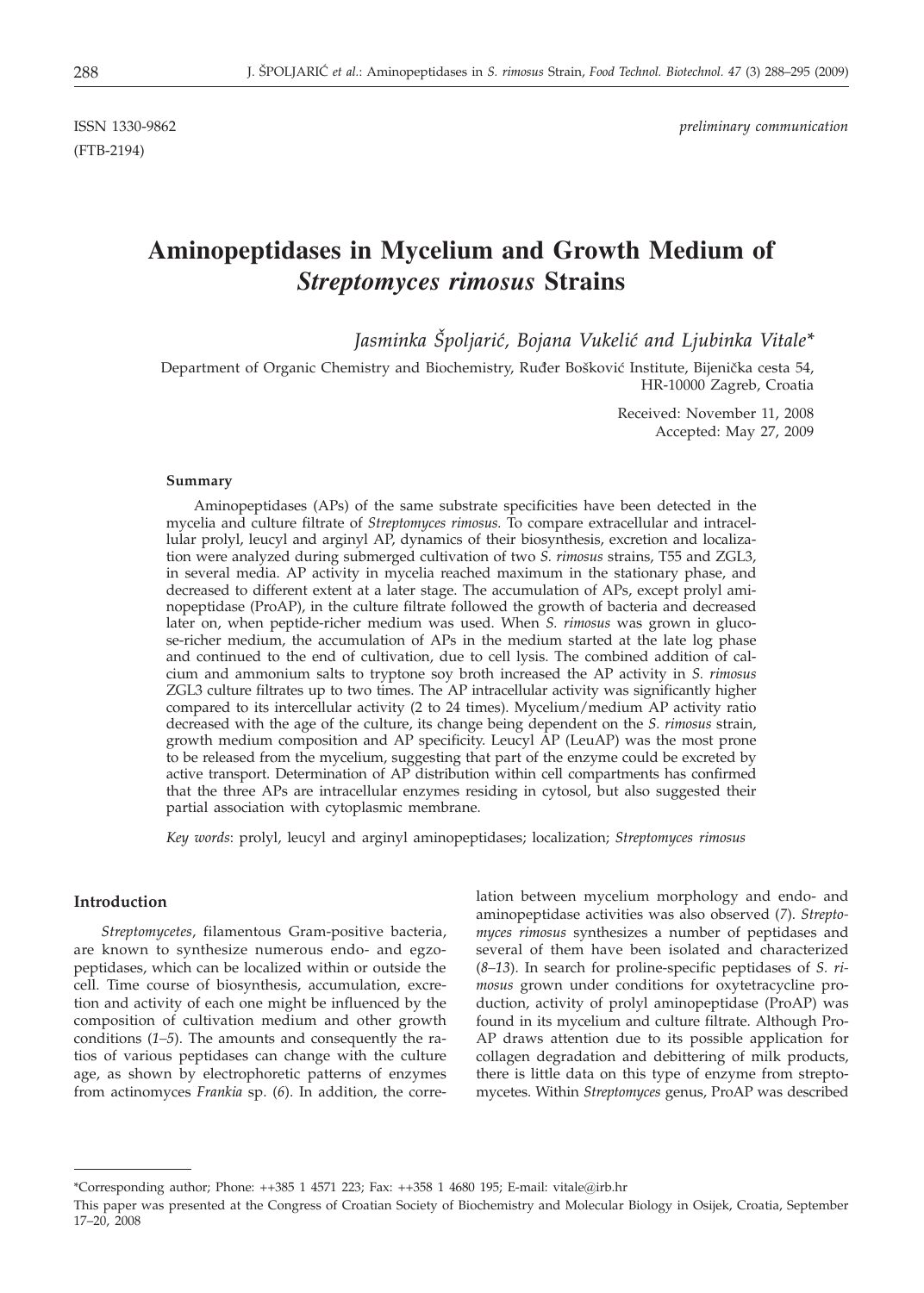ISSN 1330-9862 *preliminary communication*

(FTB-2194)

# Aminopeptidases in Mycelium and Growth Medium of *Streptomyces rimosus* Strains

*Jasminka Špoljarić, Bojana Vukelić and Ljubinka Vitale\**

Department of Organic Chemistry and Biochemistry, Ruđer Bošković Institute, Bijenička cesta 54, HR-10000 Zagreb, Croatia

Received: November 11, 2008
Accepted: May 27, 2009

### Summary

Aminopeptidases (APs) of the same substrate specificities have been detected in the mycelia and culture filtrate of *Streptomyces rimosus.* To compare extracellular and intracellular prolyl, leucyl and arginyl AP, dynamics of their biosynthesis, excretion and localization were analyzed during submerged cultivation of two *S. rimosus* strains, T55 and ZGL3, in several media. AP activity in mycelia reached maximum in the stationary phase, and decreased to different extent at a later stage. The accumulation of APs, except prolyl aminopeptidase (ProAP), in the culture filtrate followed the growth of bacteria and decreased later on, when peptide-richer medium was used. When *S. rimosus* was grown in glucose-richer medium, the accumulation of APs in the medium started at the late log phase and continued to the end of cultivation, due to cell lysis. The combined addition of calcium and ammonium salts to tryptone soy broth increased the AP activity in *S. rimosus* ZGL3 culture filtrates up to two times. The AP intracellular activity was significantly higher compared to its intercellular activity (2 to 24 times). Mycelium/medium AP activity ratio decreased with the age of the culture, its change being dependent on the *S. rimosus* strain, growth medium composition and AP specificity. Leucyl AP (LeuAP) was the most prone to be released from the mycelium, suggesting that part of the enzyme could be excreted by active transport. Determination of AP distribution within cell compartments has confirmed that the three APs are intracellular enzymes residing in cytosol, but also suggested their partial association with cytoplasmic membrane.

*Key words*: prolyl, leucyl and arginyl aminopeptidases; localization; *Streptomyces rimosus*

### Introduction

*Streptomycetes*, filamentous Gram-positive bacteria, are known to synthesize numerous endo- and egzopeptidases, which can be localized within or outside the cell. Time course of biosynthesis, accumulation, excretion and activity of each one might be influenced by the composition of cultivation medium and other growth conditions (*1–5*). The amounts and consequently the ratios of various peptidases can change with the culture age, as shown by electrophoretic patterns of enzymes from actinomyces *Frankia* sp. (*6*). In addition, the correlation between mycelium morphology and endo- and aminopeptidase activities was also observed (*7*). *Streptomyces rimosus* synthesizes a number of peptidases and several of them have been isolated and characterized (*8–13*). In search for proline-specific peptidases of *S. rimosus* grown under conditions for oxytetracycline production, activity of prolyl aminopeptidase (ProAP) was found in its mycelium and culture filtrate. Although ProAP draws attention due to its possible application for collagen degradation and debittering of milk products, there is little data on this type of enzyme from streptomycetes. Within *Streptomyces* genus, ProAP was described

---

\*Corresponding author; Phone: ++385 1 4571 223; Fax: ++358 1 4680 195; E-mail: vitale@irb.hr

This paper was presented at the Congress of Croatian Society of Biochemistry and Molecular Biology in Osijek, Croatia, September 17–20, 2008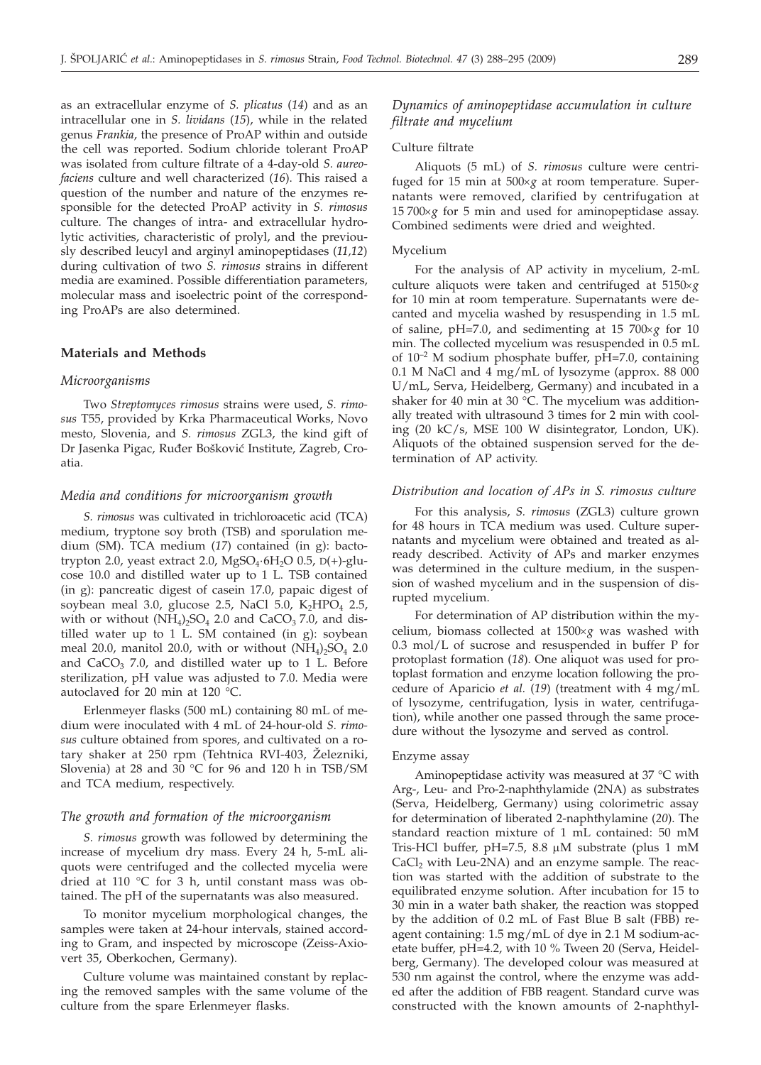as an extracellular enzyme of *S. plicatus* (*14*) and as an intracellular one in *S. lividans* (*15*), while in the related genus *Frankia*, the presence of ProAP within and outside the cell was reported. Sodium chloride tolerant ProAP was isolated from culture filtrate of a 4-day-old *S. aureofaciens* culture and well characterized (*16*). This raised a question of the number and nature of the enzymes responsible for the detected ProAP activity in *S. rimosus* culture. The changes of intra- and extracellular hydrolytic activities, characteristic of prolyl, and the previously described leucyl and arginyl aminopeptidases (*11,12*) during cultivation of two *S. rimosus* strains in different media are examined. Possible differentiation parameters, molecular mass and isoelectric point of the corresponding ProAPs are also determined.

## Materials and Methods

### *Microorganisms*

Two *Streptomyces rimosus* strains were used, *S. rimosus* T55, provided by Krka Pharmaceutical Works, Novo mesto, Slovenia, and *S. rimosus* ZGL3, the kind gift of Dr Jasenka Pigac, Ruđer Bošković Institute, Zagreb, Croatia.

### *Media and conditions for microorganism growth*

*S. rimosus* was cultivated in trichloroacetic acid (TCA) medium, tryptone soy broth (TSB) and sporulation medium (SM). TCA medium (*17*) contained (in g): bactotrypton 2.0, yeast extract 2.0, $MgSO_4 \cdot 6H_2O$ 0.5, D(+)-glucose 10.0 and distilled water up to 1 L. TSB contained (in g): pancreatic digest of casein 17.0, papaic digest of soybean meal 3.0, glucose 2.5, NaCl 5.0, $K_2HPO_4$ 2.5, with or without $(NH_4)_2SO_4$ 2.0 and $CaCO_3$ 7.0, and distilled water up to 1 L. SM contained (in g): soybean meal 20.0, manitol 20.0, with or without $(NH_4)_2SO_4$ 2.0 and $CaCO_3$ 7.0, and distilled water up to 1 L. Before sterilization, pH value was adjusted to 7.0. Media were autoclaved for 20 min at 120 °C.

Erlenmeyer flasks (500 mL) containing 80 mL of medium were inoculated with 4 mL of 24-hour-old *S. rimosus* culture obtained from spores, and cultivated on a rotary shaker at 250 rpm (Tehtnica RVI-403, Železniki, Slovenia) at 28 and 30 °C for 96 and 120 h in TSB/SM and TCA medium, respectively.

### *The growth and formation of the microorganism*

*S. rimosus* growth was followed by determining the increase of mycelium dry mass. Every 24 h, 5-mL aliquots were centrifuged and the collected mycelia were dried at 110 °C for 3 h, until constant mass was obtained. The pH of the supernatants was also measured.

To monitor mycelium morphological changes, the samples were taken at 24-hour intervals, stained according to Gram, and inspected by microscope (Zeiss-Axiovert 35, Oberkochen, Germany).

Culture volume was maintained constant by replacing the removed samples with the same volume of the culture from the spare Erlenmeyer flasks.

### *Dynamics of aminopeptidase accumulation in culture filtrate and mycelium*

#### Culture filtrate

Aliquots (5 mL) of *S. rimosus* culture were centrifuged for 15 min at 500×*g* at room temperature. Supernatants were removed, clarified by centrifugation at 15 700×*g* for 5 min and used for aminopeptidase assay. Combined sediments were dried and weighted.

#### Mycelium

For the analysis of AP activity in mycelium, 2-mL culture aliquots were taken and centrifuged at 5150×*g* for 10 min at room temperature. Supernatants were decanted and mycelia washed by resuspending in 1.5 mL of saline, pH=7.0, and sedimenting at 15 700×*g* for 10 min. The collected mycelium was resuspended in 0.5 mL of $10^{-2}$ M sodium phosphate buffer, pH=7.0, containing 0.1 M NaCl and 4 mg/mL of lysozyme (approx. 88 000 U/mL, Serva, Heidelberg, Germany) and incubated in a shaker for 40 min at 30 °C. The mycelium was additionally treated with ultrasound 3 times for 2 min with cooling (20 kC/s, MSE 100 W disintegrator, London, UK). Aliquots of the obtained suspension served for the determination of AP activity.

### *Distribution and location of APs in S. rimosus culture*

For this analysis, *S. rimosus* (ZGL3) culture grown for 48 hours in TCA medium was used. Culture supernatants and mycelium were obtained and treated as already described. Activity of APs and marker enzymes was determined in the culture medium, in the suspension of washed mycelium and in the suspension of disrupted mycelium.

For determination of AP distribution within the mycelium, biomass collected at 1500×*g* was washed with 0.3 mol/L of sucrose and resuspended in buffer P for protoplast formation (*18*). One aliquot was used for protoplast formation and enzyme location following the procedure of Aparicio *et al.* (*19*) (treatment with 4 mg/mL of lysozyme, centrifugation, lysis in water, centrifugation), while another one passed through the same procedure without the lysozyme and served as control.

#### Enzyme assay

Aminopeptidase activity was measured at 37 °C with Arg-, Leu- and Pro-2-naphthylamide (2NA) as substrates (Serva, Heidelberg, Germany) using colorimetric assay for determination of liberated 2-naphthylamine (*20*). The standard reaction mixture of 1 mL contained: 50 mM Tris-HCl buffer, pH=7.5, 8.8 μM substrate (plus 1 mM $CaCl_2$ with Leu-2NA) and an enzyme sample. The reaction was started with the addition of substrate to the equilibrated enzyme solution. After incubation for 15 to 30 min in a water bath shaker, the reaction was stopped by the addition of 0.2 mL of Fast Blue B salt (FBB) reagent containing: 1.5 mg/mL of dye in 2.1 M sodium-acetate buffer, pH=4.2, with 10 % Tween 20 (Serva, Heidelberg, Germany). The developed colour was measured at 530 nm against the control, where the enzyme was added after the addition of FBB reagent. Standard curve was constructed with the known amounts of 2-naphthyl-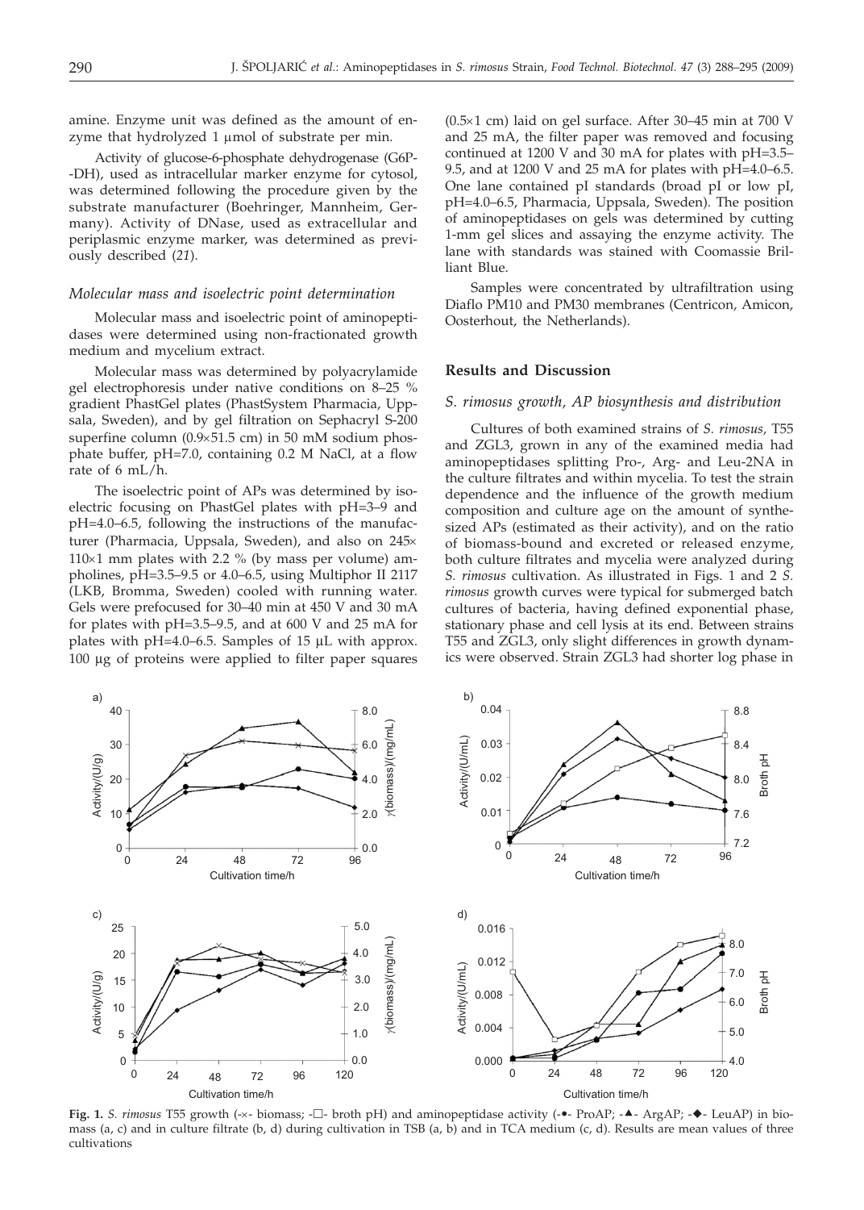amine. Enzyme unit was defined as the amount of enzyme that hydrolyzed 1 μmol of substrate per min.

Activity of glucose-6-phosphate dehydrogenase (G6P-DH), used as intracellular marker enzyme for cytosol, was determined following the procedure given by the substrate manufacturer (Boehringer, Mannheim, Germany). Activity of DNase, used as extracellular and periplasmic enzyme marker, was determined as previously described (*21*).

### *Molecular mass and isoelectric point determination*

Molecular mass and isoelectric point of aminopeptidases were determined using non-fractionated growth medium and mycelium extract.

Molecular mass was determined by polyacrylamide gel electrophoresis under native conditions on 8–25 % gradient PhastGel plates (PhastSystem Pharmacia, Uppsala, Sweden), and by gel filtration on Sephacryl S-200 superfine column (0.9×51.5 cm) in 50 mM sodium phosphate buffer, pH=7.0, containing 0.2 M NaCl, at a flow rate of 6 mL/h.

The isoelectric point of APs was determined by isoelectric focusing on PhastGel plates with pH=3–9 and pH=4.0–6.5, following the instructions of the manufacturer (Pharmacia, Uppsala, Sweden), and also on 245×110×1 mm plates with 2.2 % (by mass per volume) ampholines, pH=3.5–9.5 or 4.0–6.5, using Multiphor II 2117 (LKB, Bromma, Sweden) cooled with running water. Gels were prefocused for 30–40 min at 450 V and 30 mA for plates with pH=3.5–9.5, and at 600 V and 25 mA for plates with pH=4.0–6.5. Samples of 15 μL with approx. 100 μg of proteins were applied to filter paper squares (0.5×1 cm) laid on gel surface. After 30–45 min at 700 V and 25 mA, the filter paper was removed and focusing continued at 1200 V and 30 mA for plates with pH=3.5–9.5, and at 1200 V and 25 mA for plates with pH=4.0–6.5. One lane contained pI standards (broad pI or low pI, pH=4.0–6.5, Pharmacia, Uppsala, Sweden). The position of aminopeptidases on gels was determined by cutting 1-mm gel slices and assaying the enzyme activity. The lane with standards was stained with Coomassie Brilliant Blue.

Samples were concentrated by ultrafiltration using Diaflo PM10 and PM30 membranes (Centricon, Amicon, Oosterhout, the Netherlands).

## Results and Discussion

### *S. rimosus growth, AP biosynthesis and distribution*

Cultures of both examined strains of *S. rimosus,* T55 and ZGL3, grown in any of the examined media had aminopeptidases splitting Pro-, Arg- and Leu-2NA in the culture filtrates and within mycelia. To test the strain dependence and the influence of the growth medium composition and culture age on the amount of synthesized APs (estimated as their activity), and on the ratio of biomass-bound and excreted or released enzyme, both culture filtrates and mycelia were analyzed during *S. rimosus* cultivation. As illustrated in Figs. 1 and 2 *S. rimosus* growth curves were typical for submerged batch cultures of bacteria, having defined exponential phase, stationary phase and cell lysis at its end. Between strains T55 and ZGL3, only slight differences in growth dynamics were observed. Strain ZGL3 had shorter log phase in

**Fig. 1.** *S. rimosus* T55 growth (-×- biomass; -□- broth pH) and aminopeptidase activity (-•- ProAP; -▲- ArgAP; -◆- LeuAP) in biomass (a, c) and in culture filtrate (b, d) during cultivation in TSB (a, b) and in TCA medium (c, d). Results are mean values of three cultivations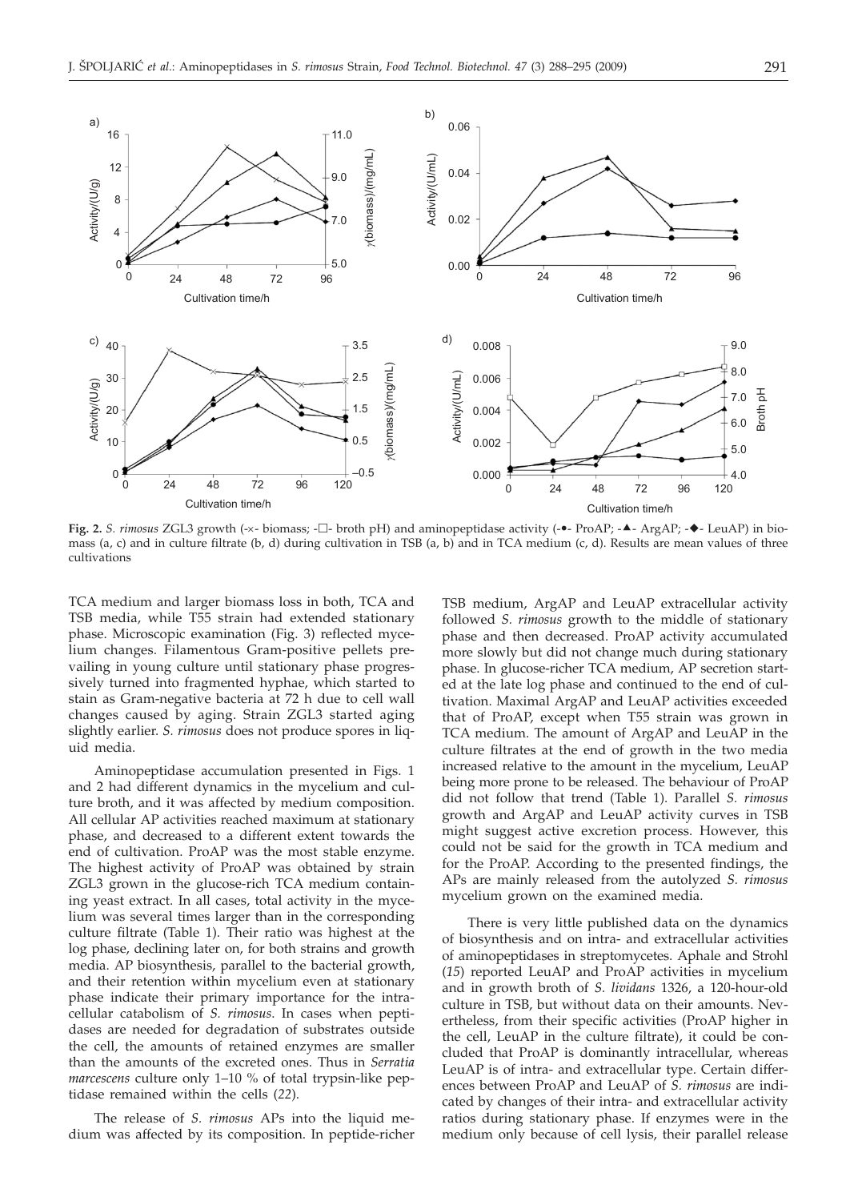**Fig. 2.** *S. rimosus* ZGL3 growth (-×- biomass; -□- broth pH) and aminopeptidase activity (-•- ProAP; -▲- ArgAP; -◆- LeuAP) in biomass (a, c) and in culture filtrate (b, d) during cultivation in TSB (a, b) and in TCA medium (c, d). Results are mean values of three cultivations

TCA medium and larger biomass loss in both, TCA and TSB media, while T55 strain had extended stationary phase. Microscopic examination (Fig. 3) reflected mycelium changes. Filamentous Gram-positive pellets prevailing in young culture until stationary phase progressively turned into fragmented hyphae, which started to stain as Gram-negative bacteria at 72 h due to cell wall changes caused by aging. Strain ZGL3 started aging slightly earlier. *S. rimosus* does not produce spores in liquid media.

Aminopeptidase accumulation presented in Figs. 1 and 2 had different dynamics in the mycelium and culture broth, and it was affected by medium composition. All cellular AP activities reached maximum at stationary phase, and decreased to a different extent towards the end of cultivation. ProAP was the most stable enzyme. The highest activity of ProAP was obtained by strain ZGL3 grown in the glucose-rich TCA medium containing yeast extract. In all cases, total activity in the mycelium was several times larger than in the corresponding culture filtrate (Table 1). Their ratio was highest at the log phase, declining later on, for both strains and growth media. AP biosynthesis, parallel to the bacterial growth, and their retention within mycelium even at stationary phase indicate their primary importance for the intracellular catabolism of *S. rimosus*. In cases when peptidases are needed for degradation of substrates outside the cell, the amounts of retained enzymes are smaller than the amounts of the excreted ones. Thus in *Serratia marcescens* culture only 1–10 % of total trypsin-like peptidase remained within the cells (*22*).

The release of *S. rimosus* APs into the liquid medium was affected by its composition. In peptide-richer TSB medium, ArgAP and LeuAP extracellular activity followed *S. rimosus* growth to the middle of stationary phase and then decreased. ProAP activity accumulated more slowly but did not change much during stationary phase. In glucose-richer TCA medium, AP secretion started at the late log phase and continued to the end of cultivation. Maximal ArgAP and LeuAP activities exceeded that of ProAP, except when T55 strain was grown in TCA medium. The amount of ArgAP and LeuAP in the culture filtrates at the end of growth in the two media increased relative to the amount in the mycelium, LeuAP being more prone to be released. The behaviour of ProAP did not follow that trend (Table 1). Parallel *S. rimosus* growth and ArgAP and LeuAP activity curves in TSB might suggest active excretion process. However, this could not be said for the growth in TCA medium and for the ProAP. According to the presented findings, the APs are mainly released from the autolyzed *S. rimosus* mycelium grown on the examined media.

There is very little published data on the dynamics of biosynthesis and on intra- and extracellular activities of aminopeptidases in streptomycetes. Aphale and Strohl (*15*) reported LeuAP and ProAP activities in mycelium and in growth broth of *S. lividans* 1326, a 120-hour-old culture in TSB, but without data on their amounts. Nevertheless, from their specific activities (ProAP higher in the cell, LeuAP in the culture filtrate), it could be concluded that ProAP is dominantly intracellular, whereas LeuAP is of intra- and extracellular type. Certain differences between ProAP and LeuAP of *S. rimosus* are indicated by changes of their intra- and extracellular activity ratios during stationary phase. If enzymes were in the medium only because of cell lysis, their parallel release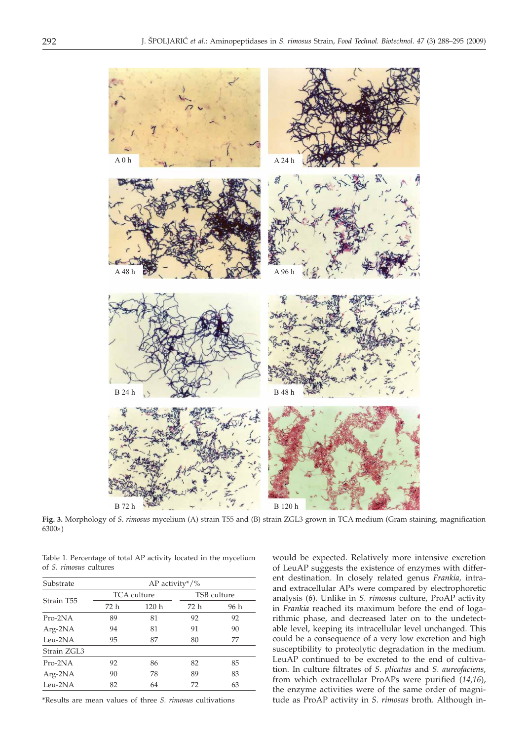**Fig. 3.** Morphology of *S. rimosus* mycelium (A) strain T55 and (B) strain ZGL3 grown in TCA medium (Gram staining, magnification 6300×)

Table 1. Percentage of total AP activity located in the mycelium of *S. rimosus* cultures

| Substrate | AP activity*/% | | | |
|---|---|---|---|---|
| | TCA culture | | TSB culture | |
| Strain T55 | 72 h | 120 h | 72 h | 96 h |
| Pro-2NA | 89 | 81 | 92 | 92 |
| Arg-2NA | 94 | 81 | 91 | 90 |
| Leu-2NA | 95 | 87 | 80 | 77 |
| Strain ZGL3 | | | | |
| Pro-2NA | 92 | 86 | 82 | 85 |
| Arg-2NA | 90 | 78 | 89 | 83 |
| Leu-2NA | 82 | 64 | 72 | 63 |

*Results are mean values of three *S. rimosus* cultivations

would be expected. Relatively more intensive excretion of LeuAP suggests the existence of enzymes with different destination. In closely related genus *Frankia*, intra- and extracellular APs were compared by electrophoretic analysis (*6*). Unlike in *S. rimosus* culture, ProAP activity in *Frankia* reached its maximum before the end of logarithmic phase, and decreased later on to the undetectable level, keeping its intracellular level unchanged. This could be a consequence of a very low excretion and high susceptibility to proteolytic degradation in the medium. LeuAP continued to be excreted to the end of cultivation. In culture filtrates of *S. plicatus* and *S. aureofaciens*, from which extracellular ProAPs were purified (*14,16*), the enzyme activities were of the same order of magnitude as ProAP activity in *S. rimosus* broth. Although in-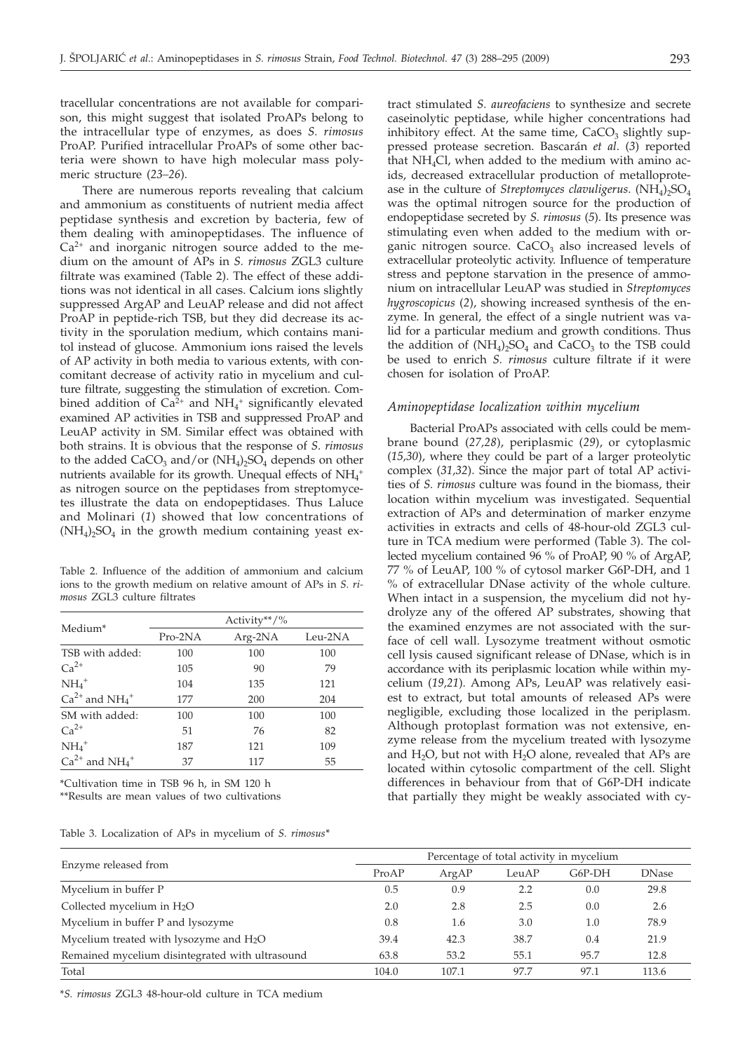tracellular concentrations are not available for comparison, this might suggest that isolated ProAPs belong to the intracellular type of enzymes, as does *S. rimosus* ProAP. Purified intracellular ProAPs of some other bacteria were shown to have high molecular mass polymeric structure (*23–26*).

There are numerous reports revealing that calcium and ammonium as constituents of nutrient media affect peptidase synthesis and excretion by bacteria, few of them dealing with aminopeptidases. The influence of $Ca^{2+}$ and inorganic nitrogen source added to the medium on the amount of APs in *S. rimosus* ZGL3 culture filtrate was examined (Table 2). The effect of these additions was not identical in all cases. Calcium ions slightly suppressed ArgAP and LeuAP release and did not affect ProAP in peptide-rich TSB, but they did decrease its activity in the sporulation medium, which contains mannitol instead of glucose. Ammonium ions raised the levels of AP activity in both media to various extents, with concomitant decrease of activity ratio in mycelium and culture filtrate, suggesting the stimulation of excretion. Combined addition of $Ca^{2+}$ and $NH_4^+$ significantly elevated examined AP activities in TSB and suppressed ProAP and LeuAP activity in SM. Similar effect was obtained with both strains. It is obvious that the response of *S. rimosus* to the added $CaCO_3$ and/or $(NH_4)_2SO_4$ depends on other nutrients available for its growth. Unequal effects of $NH_4^+$ as nitrogen source on the peptidases from streptomycetes illustrate the data on endopeptidases. Thus Laluce and Molinari (*1*) showed that low concentrations of $(NH_4)_2SO_4$ in the growth medium containing yeast extract stimulated *S. aureofaciens* to synthesize and secrete caseinolytic peptidase, while higher concentrations had inhibitory effect. At the same time, $CaCO_3$ slightly suppressed protease secretion. Bascarán *et al.* (*3*) reported that $NH_4Cl$, when added to the medium with amino acids, decreased extracellular production of metalloprotease in the culture of *Streptomyces clavuligerus*. $(NH_4)_2SO_4$ was the optimal nitrogen source for the production of endopeptidase secreted by *S. rimosus* (*5*). Its presence was stimulating even when added to the medium with organic nitrogen source. $CaCO_3$ also increased levels of extracellular proteolytic activity. Influence of temperature stress and peptone starvation in the presence of ammonium on intracellular LeuAP was studied in *Streptomyces hygroscopicus* (*2*), showing increased synthesis of the enzyme. In general, the effect of a single nutrient was valid for a particular medium and growth conditions. Thus the addition of $(NH_4)_2SO_4$ and $CaCO_3$ to the TSB could be used to enrich *S. rimosus* culture filtrate if it were chosen for isolation of ProAP.

Table 2. Influence of the addition of ammonium and calcium ions to the growth medium on relative amount of APs in *S. rimosus* ZGL3 culture filtrates

| Medium* | Activity**/% | | |
|---|---|---|---|
| | Pro-2NA | Arg-2NA | Leu-2NA |
| TSB with added: | 100 | 100 | 100 |
| $Ca^{2+}$ | 105 | 90 | 79 |
| $NH_4^+$ | 104 | 135 | 121 |
| $Ca^{2+}$ and $NH_4^+$ | 177 | 200 | 204 |
| SM with added: | 100 | 100 | 100 |
| $Ca^{2+}$ | 51 | 76 | 82 |
| $NH_4^+$ | 187 | 121 | 109 |
| $Ca^{2+}$ and $NH_4^+$ | 37 | 117 | 55 |

*Cultivation time in TSB 96 h, in SM 120 h

**Results are mean values of two cultivations

### *Aminopeptidase localization within mycelium*

Bacterial ProAPs associated with cells could be membrane bound (*27,28*), periplasmic (*29*), or cytoplasmic (*15,30*), where they could be part of a larger proteolytic complex (*31,32*). Since the major part of total AP activities of *S. rimosus* culture was found in the biomass, their location within mycelium was investigated. Sequential extraction of APs and determination of marker enzyme activities in extracts and cells of 48-hour-old ZGL3 culture in TCA medium were performed (Table 3). The collected mycelium contained 96 % of ProAP, 90 % of ArgAP, 77 % of LeuAP, 100 % of cytosol marker G6P-DH, and 1 % of extracellular DNase activity of the whole culture. When intact in a suspension, the mycelium did not hydrolyze any of the offered AP substrates, showing that the examined enzymes are not associated with the surface of cell wall. Lysozyme treatment without osmotic cell lysis caused significant release of DNase, which is in accordance with its periplasmic location while within mycelium (*19,21*). Among APs, LeuAP was relatively easiest to extract, but total amounts of released APs were negligible, excluding those localized in the periplasm. Although protoplast formation was not extensive, enzyme release from the mycelium treated with lysozyme and $H_2O$, but not with $H_2O$ alone, revealed that APs are located within cytosolic compartment of the cell. Slight differences in behaviour from that of G6P-DH indicate that partially they might be weakly associated with cy-

Table 3. Localization of APs in mycelium of *S. rimosus**

| Enzyme released from | Percentage of total activity in mycelium | | | | |
|---|---|---|---|---|---|
| | ProAP | ArgAP | LeuAP | G6P-DH | DNase |
| Mycelium in buffer P | 0.5 | 0.9 | 2.2 | 0.0 | 29.8 |
| Collected mycelium in $H_2O$ | 2.0 | 2.8 | 2.5 | 0.0 | 2.6 |
| Mycelium in buffer P and lysozyme | 0.8 | 1.6 | 3.0 | 1.0 | 78.9 |
| Mycelium treated with lysozyme and $H_2O$ | 39.4 | 42.3 | 38.7 | 0.4 | 21.9 |
| Remained mycelium disintegrated with ultrasound | 63.8 | 53.2 | 55.1 | 95.7 | 12.8 |
| Total | 104.0 | 107.1 | 97.7 | 97.1 | 113.6 |

**S. rimosus* ZGL3 48-hour-old culture in TCA medium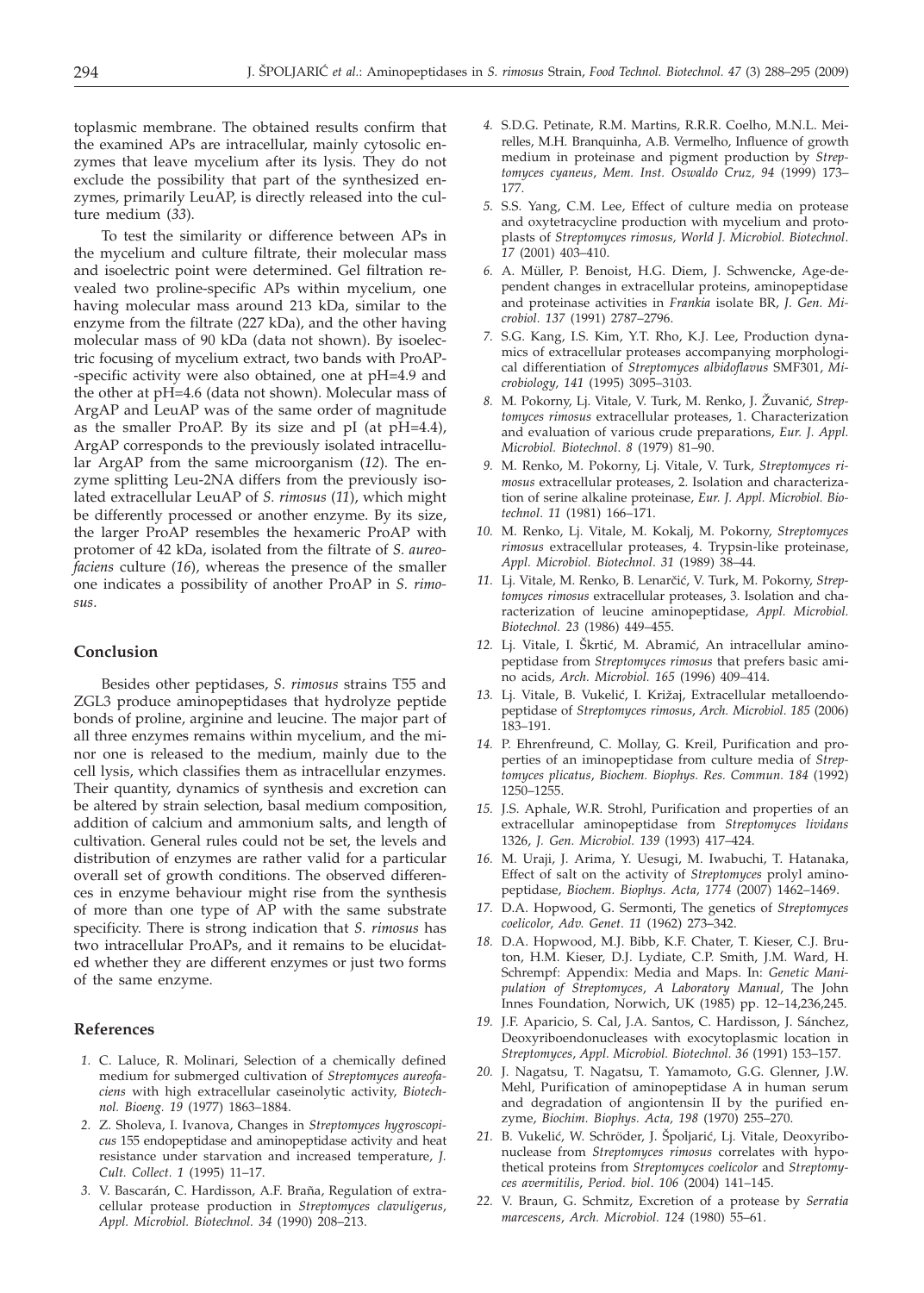toplasmic membrane. The obtained results confirm that the examined APs are intracellular, mainly cytosolic enzymes that leave mycelium after its lysis. They do not exclude the possibility that part of the synthesized enzymes, primarily LeuAP, is directly released into the culture medium (*33*).

To test the similarity or difference between APs in the mycelium and culture filtrate, their molecular mass and isoelectric point were determined. Gel filtration revealed two proline-specific APs within mycelium, one having molecular mass around 213 kDa, similar to the enzyme from the filtrate (227 kDa), and the other having molecular mass of 90 kDa (data not shown). By isoelectric focusing of mycelium extract, two bands with ProAP-specific activity were also obtained, one at pH=4.9 and the other at pH=4.6 (data not shown). Molecular mass of ArgAP and LeuAP was of the same order of magnitude as the smaller ProAP. By its size and pI (at pH=4.4), ArgAP corresponds to the previously isolated intracellular ArgAP from the same microorganism (*12*). The enzyme splitting Leu-2NA differs from the previously isolated extracellular LeuAP of *S. rimosus* (*11*), which might be differently processed or another enzyme. By its size, the larger ProAP resembles the hexameric ProAP with protomer of 42 kDa, isolated from the filtrate of *S. aureofaciens* culture (*16*), whereas the presence of the smaller one indicates a possibility of another ProAP in *S. rimosus*.

## Conclusion

Besides other peptidases, *S. rimosus* strains T55 and ZGL3 produce aminopeptidases that hydrolyze peptide bonds of proline, arginine and leucine. The major part of all three enzymes remains within mycelium, and the minor one is released to the medium, mainly due to the cell lysis, which classifies them as intracellular enzymes. Their quantity, dynamics of synthesis and excretion can be altered by strain selection, basal medium composition, addition of calcium and ammonium salts, and length of cultivation. General rules could not be set, the levels and distribution of enzymes are rather valid for a particular overall set of growth conditions. The observed differences in enzyme behaviour might rise from the synthesis of more than one type of AP with the same substrate specificity. There is strong indication that *S. rimosus* has two intracellular ProAPs, and it remains to be elucidated whether they are different enzymes or just two forms of the same enzyme.

## References

1. C. Laluce, R. Molinari, Selection of a chemically defined medium for submerged cultivation of *Streptomyces aureofaciens* with high extracellular caseinolytic activity, *Biotechnol. Bioeng. 19* (1977) 1863–1884.
2. Z. Sholeva, I. Ivanova, Changes in *Streptomyces hygroscopicus* 155 endopeptidase and aminopeptidase activity and heat resistance under starvation and increased temperature, *J. Cult. Collect. 1* (1995) 11–17.
3. V. Bascarán, C. Hardisson, A.F. Braña, Regulation of extracellular protease production in *Streptomyces clavuligerus*, *Appl. Microbiol. Biotechnol. 34* (1990) 208–213.
4. S.D.G. Petinate, R.M. Martins, R.R.R. Coelho, M.N.L. Meirelles, M.H. Branquinha, A.B. Vermelho, Influence of growth medium in proteinase and pigment production by *Streptomyces cyaneus*, *Mem. Inst. Oswaldo Cruz, 94* (1999) 173–177.
5. S.S. Yang, C.M. Lee, Effect of culture media on protease and oxytetracycline production with mycelium and protoplasts of *Streptomyces rimosus*, *World J. Microbiol. Biotechnol. 17* (2001) 403–410.
6. A. Müller, P. Benoist, H.G. Diem, J. Schwencke, Age-dependent changes in extracellular proteins, aminopeptidase and proteinase activities in *Frankia* isolate BR, *J. Gen. Microbiol. 137* (1991) 2787–2796.
7. S.G. Kang, I.S. Kim, Y.T. Rho, K.J. Lee, Production dynamics of extracellular proteases accompanying morphological differentiation of *Streptomyces albidoflavus* SMF301, *Microbiology, 141* (1995) 3095–3103.
8. M. Pokorny, Lj. Vitale, V. Turk, M. Renko, J. Žuvanić, *Streptomyces rimosus* extracellular proteases, 1. Characterization and evaluation of various crude preparations, *Eur. J. Appl. Microbiol. Biotechnol. 8* (1979) 81–90.
9. M. Renko, M. Pokorny, Lj. Vitale, V. Turk, *Streptomyces rimosus* extracellular proteases, 2. Isolation and characterization of serine alkaline proteinase, *Eur. J. Appl. Microbiol. Biotechnol. 11* (1981) 166–171.
10. M. Renko, Lj. Vitale, M. Kokalj, M. Pokorny, *Streptomyces rimosus* extracellular proteases, 4. Trypsin-like proteinase, *Appl. Microbiol. Biotechnol. 31* (1989) 38–44.
11. Lj. Vitale, M. Renko, B. Lenarčič, V. Turk, M. Pokorny, *Streptomyces rimosus* extracellular proteases, 3. Isolation and characterization of leucine aminopeptidase, *Appl. Microbiol. Biotechnol. 23* (1986) 449–455.
12. Lj. Vitale, I. Škrtić, M. Abramić, An intracellular aminopeptidase from *Streptomyces rimosus* that prefers basic amino acids, *Arch. Microbiol. 165* (1996) 409–414.
13. Lj. Vitale, B. Vukelić, I. Križaj, Extracellular metalloendopeptidase of *Streptomyces rimosus*, *Arch. Microbiol. 185* (2006) 183–191.
14. P. Ehrenfreund, C. Mollay, G. Kreil, Purification and properties of an iminopeptidase from culture media of *Streptomyces plicatus*, *Biochem. Biophys. Res. Commun. 184* (1992) 1250–1255.
15. J.S. Aphale, W.R. Strohl, Purification and properties of an extracellular aminopeptidase from *Streptomyces lividans* 1326, *J. Gen. Microbiol. 139* (1993) 417–424.
16. M. Uraji, J. Arima, Y. Uesugi, M. Iwabuchi, T. Hatanaka, Effect of salt on the activity of *Streptomyces* prolyl aminopeptidase, *Biochem. Biophys. Acta, 1774* (2007) 1462–1469.
17. D.A. Hopwood, G. Sermonti, The genetics of *Streptomyces coelicolor*, *Adv. Genet. 11* (1962) 273–342.
18. D.A. Hopwood, M.J. Bibb, K.F. Chater, T. Kieser, C.J. Bruton, H.M. Kieser, D.J. Lydiate, C.P. Smith, J.M. Ward, H. Schrempf: Appendix: Media and Maps. In: *Genetic Manipulation of Streptomyces, A Laboratory Manual*, The John Innes Foundation, Norwich, UK (1985) pp. 12–14,236,245.
19. J.F. Aparicio, S. Cal, J.A. Santos, C. Hardisson, J. Sánchez, Deoxyribonucleases with exocytoplasmic location in *Streptomyces*, *Appl. Microbiol. Biotechnol. 36* (1991) 153–157.
20. J. Nagatsu, T. Nagatsu, T. Yamamoto, G.G. Glenner, J.W. Mehl, Purification of aminopeptidase A in human serum and degradation of angiontensin II by the purified enzyme, *Biochim. Biophys. Acta, 198* (1970) 255–270.
21. B. Vukelić, W. Schröder, J. Špoljarić, Lj. Vitale, Deoxyribonuclease from *Streptomyces rimosus* correlates with hypothetical proteins from *Streptomyces coelicolor* and *Streptomyces avermitilis*, *Period. biol. 106* (2004) 141–145.
22. V. Braun, G. Schmitz, Excretion of a protease by *Serratia marcescens*, *Arch. Microbiol. 124* (1980) 55–61.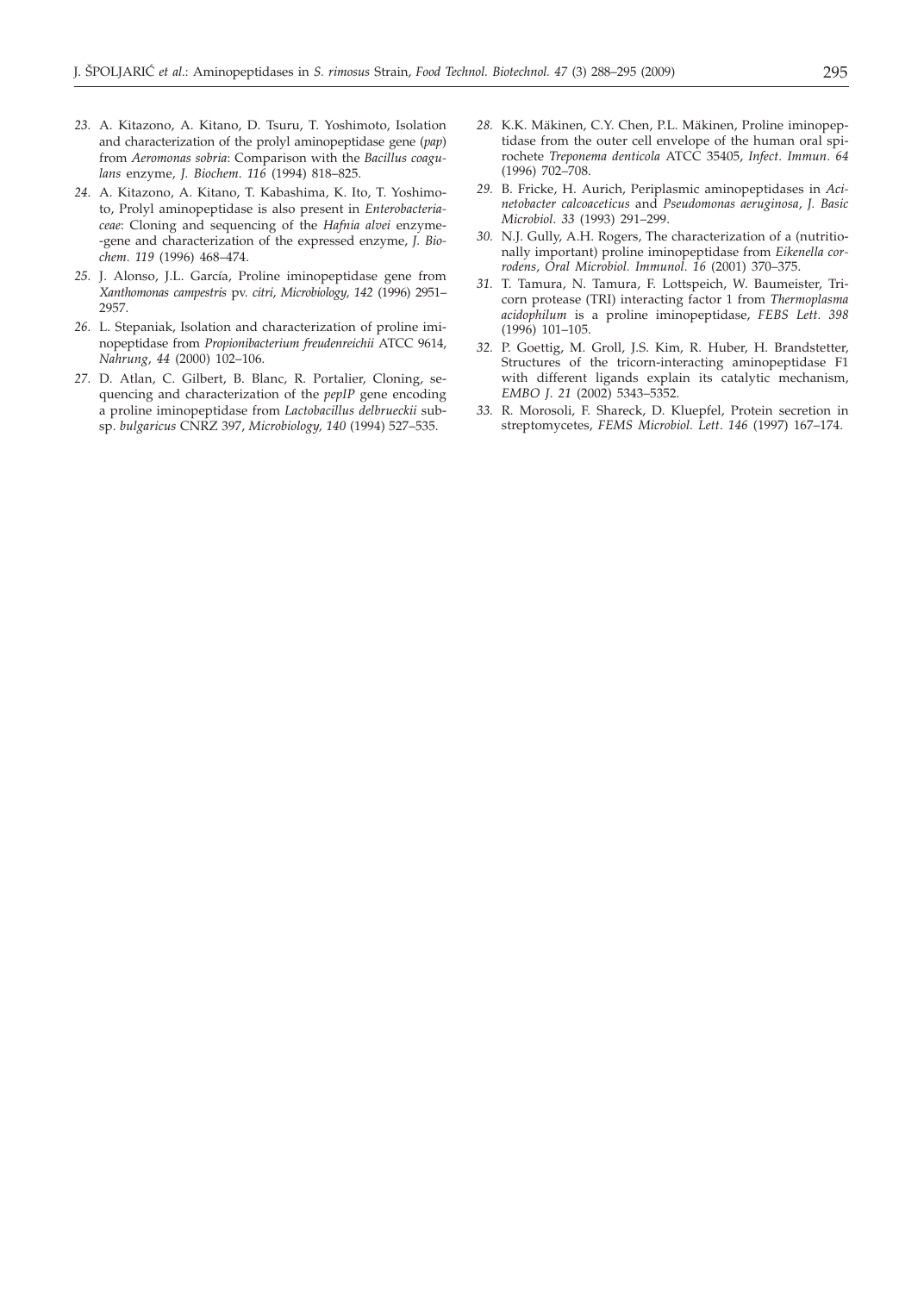23. A. Kitazono, A. Kitano, D. Tsuru, T. Yoshimoto, Isolation and characterization of the prolyl aminopeptidase gene (*pap*) from *Aeromonas sobria*: Comparison with the *Bacillus coagulans* enzyme, *J. Biochem. 116* (1994) 818–825.

24. A. Kitazono, A. Kitano, T. Kabashima, K. Ito, T. Yoshimoto, Prolyl aminopeptidase is also present in *Enterobacteriaceae*: Cloning and sequencing of the *Hafnia alvei* enzyme-gene and characterization of the expressed enzyme, *J. Biochem. 119* (1996) 468–474.

25. J. Alonso, J.L. García, Proline iminopeptidase gene from *Xanthomonas campestris* pv. *citri*, *Microbiology, 142* (1996) 2951–2957.

26. L. Stepaniak, Isolation and characterization of proline iminopeptidase from *Propionibacterium freudenreichii* ATCC 9614, *Nahrung, 44* (2000) 102–106.

27. D. Atlan, C. Gilbert, B. Blanc, R. Portalier, Cloning, sequencing and characterization of the *pepIP* gene encoding a proline iminopeptidase from *Lactobacillus delbrueckii* subsp. *bulgaricus* CNRZ 397, *Microbiology, 140* (1994) 527–535.

28. K.K. Mäkinen, C.Y. Chen, P.L. Mäkinen, Proline iminopeptidase from the outer cell envelope of the human oral spirochete *Treponema denticola* ATCC 35405, *Infect. Immun. 64* (1996) 702–708.

29. B. Fricke, H. Aurich, Periplasmic aminopeptidases in *Acinetobacter calcoaceticus* and *Pseudomonas aeruginosa*, *J. Basic Microbiol. 33* (1993) 291–299.

30. N.J. Gully, A.H. Rogers, The characterization of a (nutritionally important) proline iminopeptidase from *Eikenella corrodens*, *Oral Microbiol. Immunol. 16* (2001) 370–375.

31. T. Tamura, N. Tamura, F. Lottspeich, W. Baumeister, Tricorn protease (TRI) interacting factor 1 from *Thermoplasma acidophilum* is a proline iminopeptidase, *FEBS Lett. 398* (1996) 101–105.

32. P. Goettig, M. Groll, J.S. Kim, R. Huber, H. Brandstetter, Structures of the tricorn-interacting aminopeptidase F1 with different ligands explain its catalytic mechanism, *EMBO J. 21* (2002) 5343–5352.

33. R. Morosoli, F. Shareck, D. Kluepfel, Protein secretion in streptomycetes, *FEMS Microbiol. Lett. 146* (1997) 167–174.